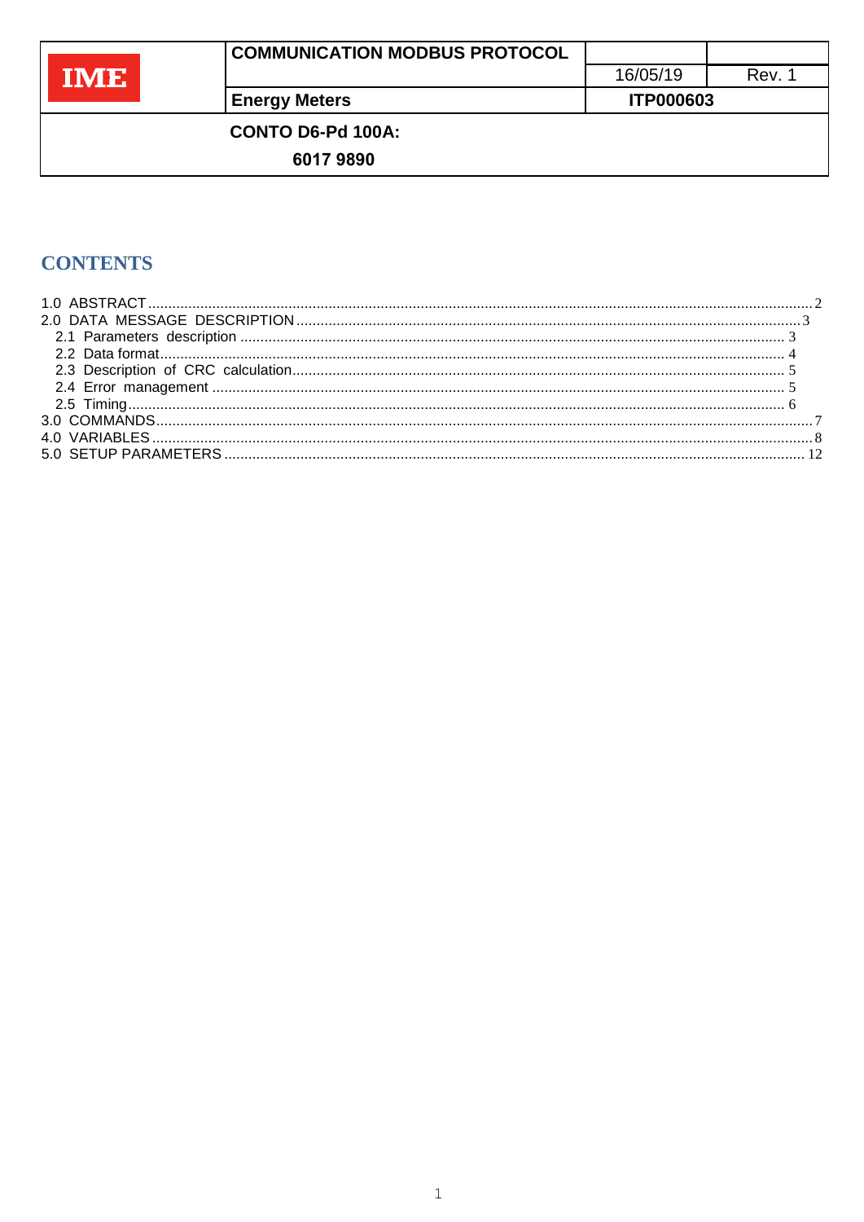| IME | COMMUNICATION MODBUS PROTOCOL | | |
|---|---|---|---|
| | | 16/05/19 | Rev. 1 |
| | Energy Meters | ITP000603 | |

**CONTO D6-Pd 100A:**

**6017 9890**

# CONTENTS

1.0 ABSTRACT .......... 2
2.0 DATA MESSAGE DESCRIPTION .......... 3
  2.1 Parameters description .......... 3
  2.2 Data format .......... 4
  2.3 Description of CRC calculation .......... 5
  2.4 Error management .......... 5
  2.5 Timing .......... 6
3.0 COMMANDS .......... 7
4.0 VARIABLES .......... 8
5.0 SETUP PARAMETERS .......... 12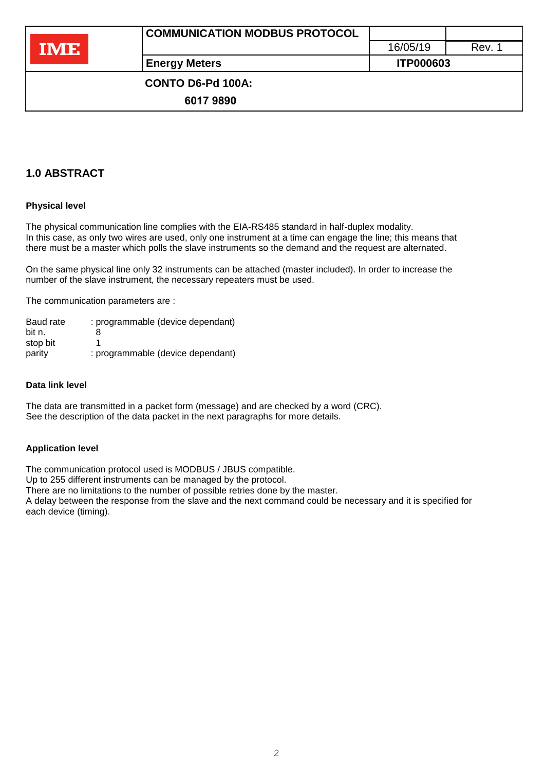## 1.0 ABSTRACT

**Physical level**

The physical communication line complies with the EIA-RS485 standard in half-duplex modality.
In this case, as only two wires are used, only one instrument at a time can engage the line; this means that there must be a master which polls the slave instruments so the demand and the request are alternated.

On the same physical line only 32 instruments can be attached (master included). In order to increase the number of the slave instrument, the necessary repeaters must be used.

The communication parameters are :

| | |
|---|---|
| Baud rate | : programmable (device dependant) |
| bit n. | 8 |
| stop bit | 1 |
| parity | : programmable (device dependant) |

**Data link level**

The data are transmitted in a packet form (message) and are checked by a word (CRC).
See the description of the data packet in the next paragraphs for more details.

**Application level**

The communication protocol used is MODBUS / JBUS compatible.
Up to 255 different instruments can be managed by the protocol.
There are no limitations to the number of possible retries done by the master.
A delay between the response from the slave and the next command could be necessary and it is specified for each device (timing).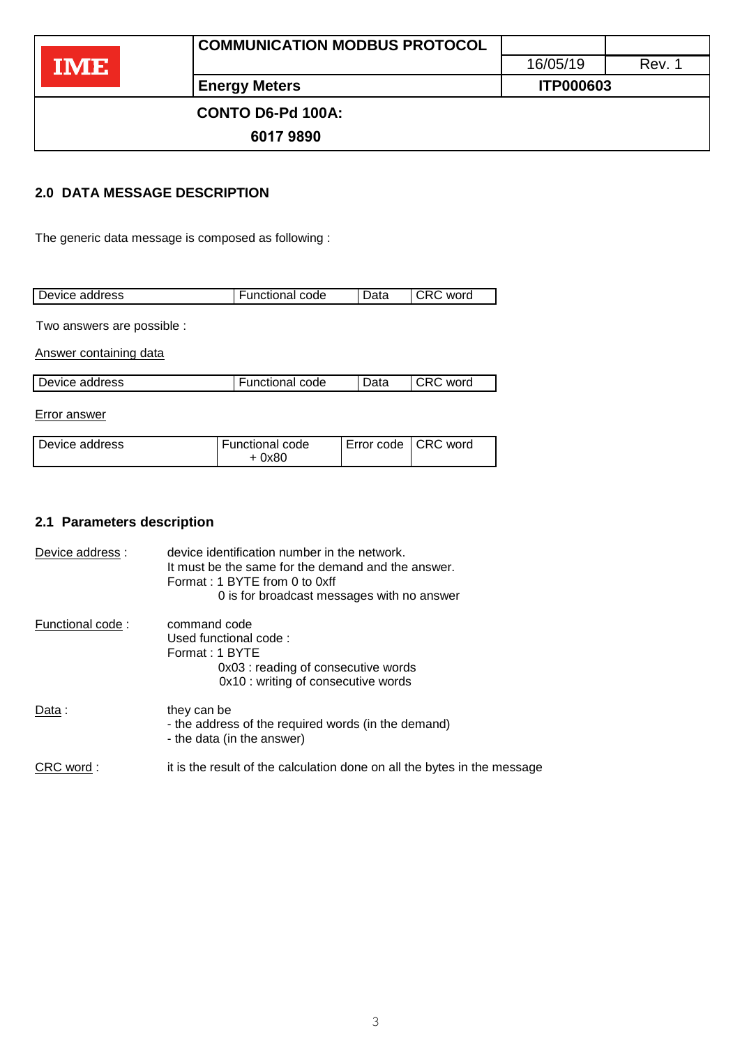## 2.0 DATA MESSAGE DESCRIPTION

The generic data message is composed as following :

| Device address | Functional code | Data | CRC word |
|---|---|---|---|

Two answers are possible :

Answer containing data

| Device address | Functional code | Data | CRC word |
|---|---|---|---|

Error answer

| Device address | Functional code + 0x80 | Error code | CRC word |
|---|---|---|---|

## 2.1 Parameters description

Device address : device identification number in the network.
It must be the same for the demand and the answer.
Format : 1 BYTE from 0 to 0xff
0 is for broadcast messages with no answer

Functional code : command code
Used functional code :
Format : 1 BYTE
0x03 : reading of consecutive words
0x10 : writing of consecutive words

Data : they can be
- the address of the required words (in the demand)
- the data (in the answer)

CRC word : it is the result of the calculation done on all the bytes in the message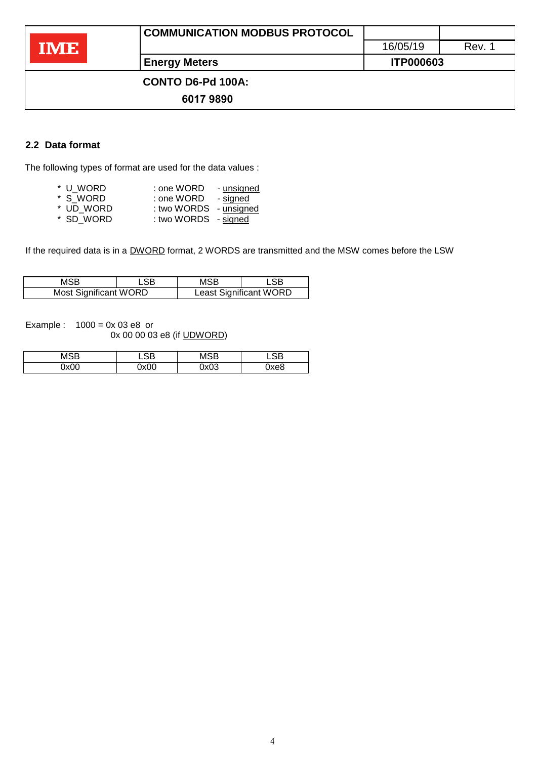## 2.2 Data format

The following types of format are used for the data values :

- * U_WORD : one WORD - unsigned
- * S_WORD : one WORD - signed
- * UD_WORD : two WORDS - unsigned
- * SD_WORD : two WORDS - signed

If the required data is in a DWORD format, 2 WORDS are transmitted and the MSW comes before the LSW

| MSB | LSB | MSB | LSB |
|---|---|---|---|
| Most Significant WORD | | Least Significant WORD | |

Example : 1000 = 0x 03 e8 or
0x 00 00 03 e8 (if UDWORD)

| MSB | LSB | MSB | LSB |
|---|---|---|---|
| 0x00 | 0x00 | 0x03 | 0xe8 |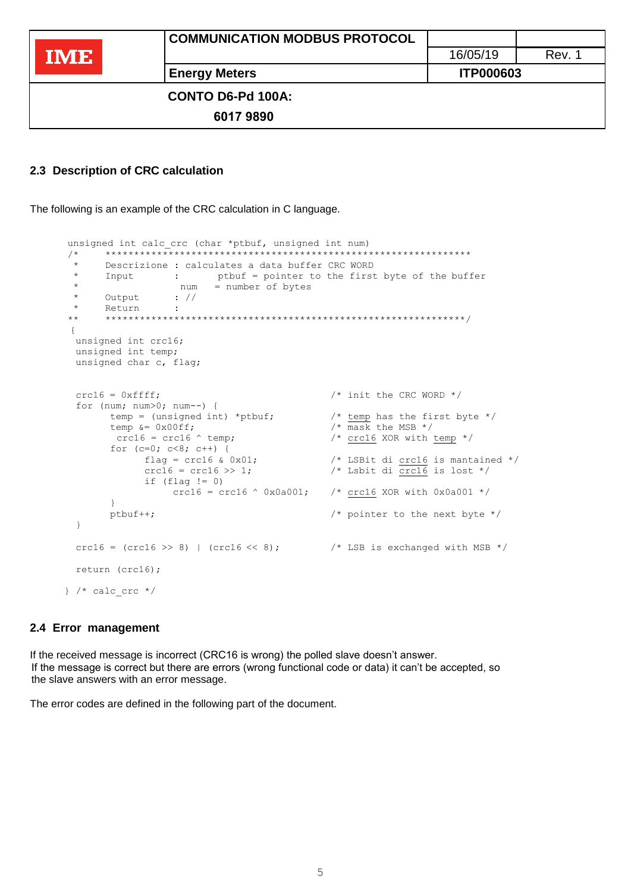## 2.3 Description of CRC calculation

The following is an example of the CRC calculation in C language.

```
unsigned int calc_crc (char *ptbuf, unsigned int num)
/*    ****************************************************************
 *    Descrizione : calculates a data buffer CRC WORD
 *    Input       :      ptbuf = pointer to the first byte of the buffer
 *                  num   = number of bytes
 *    Output      : //
 *    Return      :
**    ***************************************************************/
 {
  unsigned int crc16;
  unsigned int temp;
  unsigned char c, flag;


  crc16 = 0xffff;                                  /* init the CRC WORD */
  for (num; num>0; num--) {
        temp = (unsigned int) *ptbuf;              /* temp has the first byte */
        temp &= 0x00ff;                            /* mask the MSB */
         crc16 = crc16 ^ temp;                     /* crc16 XOR with temp */
        for (c=0; c<8; c++) {
              flag = crc16 & 0x01;                 /* LSBit di crc16 is mantained */
              crc16 = crc16 >> 1;                  /* Lsbit di crc16 is lost */
              if (flag != 0)
                   crc16 = crc16 ^ 0x0a001;        /* crc16 XOR with 0x0a001 */
        }
        ptbuf++;                                   /* pointer to the next byte */
  }

  crc16 = (crc16 >> 8) | (crc16 << 8);             /* LSB is exchanged with MSB */

  return (crc16);

} /* calc_crc */
```

## 2.4 Error management

If the received message is incorrect (CRC16 is wrong) the polled slave doesn't answer.
If the message is correct but there are errors (wrong functional code or data) it can't be accepted, so the slave answers with an error message.

The error codes are defined in the following part of the document.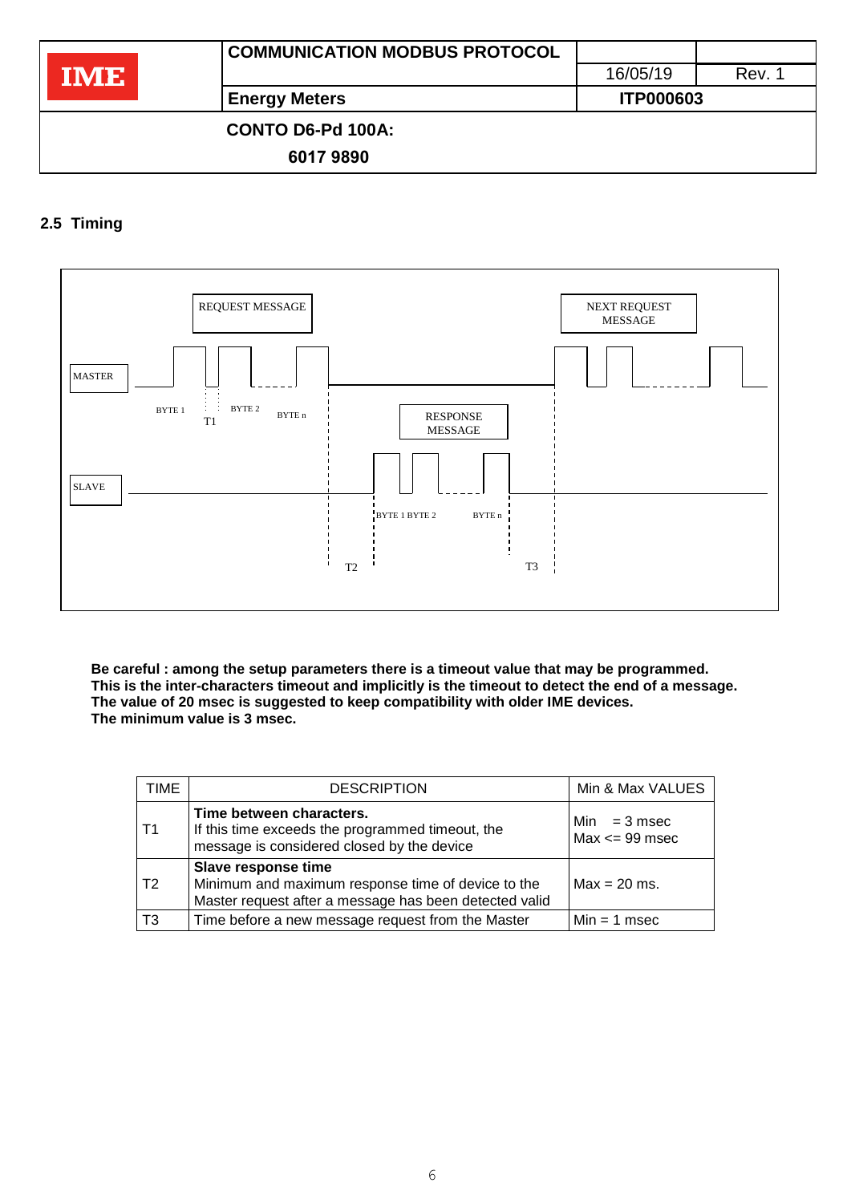## 2.5 Timing

REQUEST MESSAGE

NEXT REQUEST MESSAGE

MASTER

BYTE 1 T1 BYTE 2 BYTE n

RESPONSE MESSAGE

SLAVE

BYTE 1 BYTE 2 BYTE n

T2 T3

**Be careful : among the setup parameters there is a timeout value that may be programmed.**
**This is the inter-characters timeout and implicitly is the timeout to detect the end of a message.**
**The value of 20 msec is suggested to keep compatibility with older IME devices.**
**The minimum value is 3 msec.**

| TIME | DESCRIPTION | Min & Max VALUES |
|---|---|---|
| T1 | **Time between characters.** If this time exceeds the programmed timeout, the message is considered closed by the device | Min = 3 msec Max <= 99 msec |
| T2 | **Slave response time** Minimum and maximum response time of device to the Master request after a message has been detected valid | Max = 20 ms. |
| T3 | Time before a new message request from the Master | Min = 1 msec |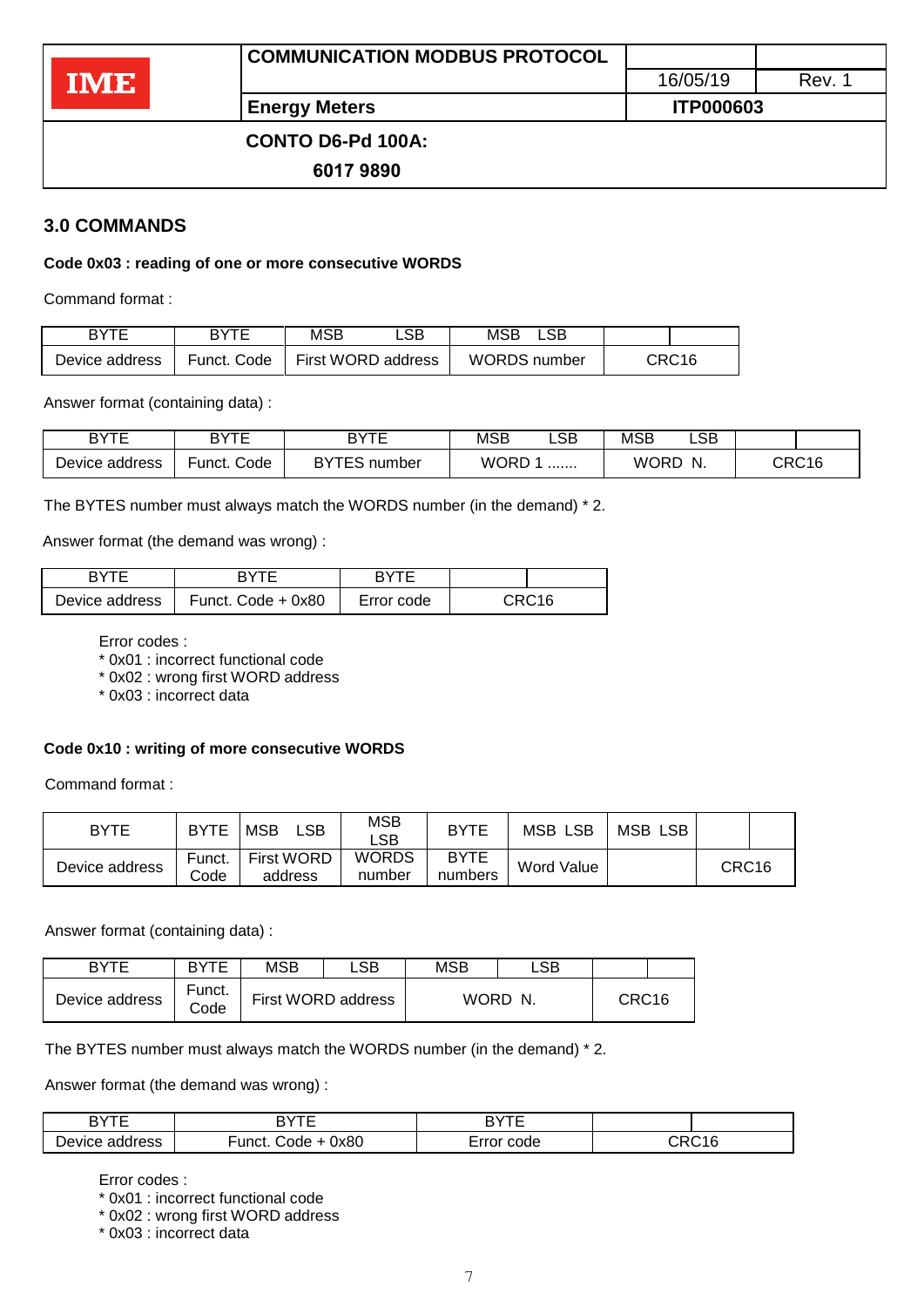| IME | COMMUNICATION MODBUS PROTOCOL | | |
|---|---|---|---|
| | | 16/05/19 | Rev. 1 |
| | Energy Meters | ITP000603 | |

**CONTO D6-Pd 100A:**

**6017 9890**

## 3.0 COMMANDS

**Code 0x03 : reading of one or more consecutive WORDS**

Command format :

| BYTE | BYTE | MSB LSB | MSB LSB | |
|---|---|---|---|---|
| Device address | Funct. Code | First WORD address | WORDS number | CRC16 |

Answer format (containing data) :

| BYTE | BYTE | BYTE | MSB LSB | MSB LSB | |
|---|---|---|---|---|---|
| Device address | Funct. Code | BYTES number | WORD 1 ....... | WORD N. | CRC16 |

The BYTES number must always match the WORDS number (in the demand) * 2.

Answer format (the demand was wrong) :

| BYTE | BYTE | BYTE | |
|---|---|---|---|
| Device address | Funct. Code + 0x80 | Error code | CRC16 |

Error codes :
* 0x01 : incorrect functional code
* 0x02 : wrong first WORD address
* 0x03 : incorrect data

**Code 0x10 : writing of more consecutive WORDS**

Command format :

| BYTE | BYTE | MSB LSB | MSB LSB | BYTE | MSB LSB | MSB LSB | |
|---|---|---|---|---|---|---|---|
| Device address | Funct. Code | First WORD address | WORDS number | BYTE numbers | Word Value | | CRC16 |

Answer format (containing data) :

| BYTE | BYTE | MSB LSB | MSB LSB | |
|---|---|---|---|---|
| Device address | Funct. Code | First WORD address | WORD N. | CRC16 |

The BYTES number must always match the WORDS number (in the demand) * 2.

Answer format (the demand was wrong) :

| BYTE | BYTE | BYTE | |
|---|---|---|---|
| Device address | Funct. Code + 0x80 | Error code | CRC16 |

Error codes :
* 0x01 : incorrect functional code
* 0x02 : wrong first WORD address
* 0x03 : incorrect data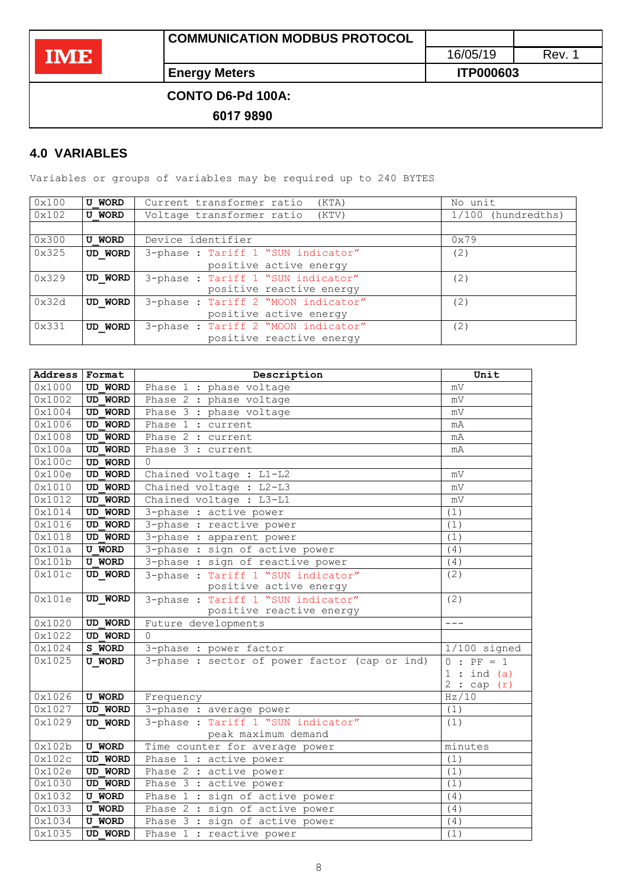## 4.0 VARIABLES

Variables or groups of variables may be required up to 240 BYTES

| | | | |
|---|---|---|---|
| 0x100 | **U_WORD** | Current transformer ratio (KTA) | No unit |
| 0x102 | **U_WORD** | Voltage transformer ratio (KTV) | 1/100 (hundredths) |
| | | | |
| 0x300 | **U_WORD** | Device identifier | 0x79 |
| 0x325 | **UD_WORD** | 3-phase : Tariff 1 "SUN indicator" positive active energy | (2) |
| 0x329 | **UD_WORD** | 3-phase : Tariff 1 "SUN indicator" positive reactive energy | (2) |
| 0x32d | **UD_WORD** | 3-phase : Tariff 2 "MOON indicator" positive active energy | (2) |
| 0x331 | **UD_WORD** | 3-phase : Tariff 2 "MOON indicator" positive reactive energy | (2) |

| Address | Format | Description | Unit |
|---|---|---|---|
| 0x1000 | **UD_WORD** | Phase 1 : phase voltage | mV |
| 0x1002 | **UD_WORD** | Phase 2 : phase voltage | mV |
| 0x1004 | **UD_WORD** | Phase 3 : phase voltage | mV |
| 0x1006 | **UD_WORD** | Phase 1 : current | mA |
| 0x1008 | **UD_WORD** | Phase 2 : current | mA |
| 0x100a | **UD_WORD** | Phase 3 : current | mA |
| 0x100c | **UD_WORD** | 0 | |
| 0x100e | **UD_WORD** | Chained voltage : L1-L2 | mV |
| 0x1010 | **UD_WORD** | Chained voltage : L2-L3 | mV |
| 0x1012 | **UD_WORD** | Chained voltage : L3-L1 | mV |
| 0x1014 | **UD_WORD** | 3-phase : active power | (1) |
| 0x1016 | **UD_WORD** | 3-phase : reactive power | (1) |
| 0x1018 | **UD_WORD** | 3-phase : apparent power | (1) |
| 0x101a | **U_WORD** | 3-phase : sign of active power | (4) |
| 0x101b | **U_WORD** | 3-phase : sign of reactive power | (4) |
| 0x101c | **UD_WORD** | 3-phase : Tariff 1 "SUN indicator" positive active energy | (2) |
| 0x101e | **UD_WORD** | 3-phase : Tariff 1 "SUN indicator" positive reactive energy | (2) |
| 0x1020 | **UD_WORD** | Future developments | --- |
| 0x1022 | **UD_WORD** | 0 | |
| 0x1024 | **S_WORD** | 3-phase : power factor | 1/100 signed |
| 0x1025 | **U_WORD** | 3-phase : sector of power factor (cap or ind) | 0 : PF = 1<br>1 : ind (a)<br>2 : cap (r) |
| 0x1026 | **U_WORD** | Frequency | Hz/10 |
| 0x1027 | **UD_WORD** | 3-phase : average power | (1) |
| 0x1029 | **UD_WORD** | 3-phase : Tariff 1 "SUN indicator" peak maximum demand | (1) |
| 0x102b | **U_WORD** | Time counter for average power | minutes |
| 0x102c | **UD_WORD** | Phase 1 : active power | (1) |
| 0x102e | **UD_WORD** | Phase 2 : active power | (1) |
| 0x1030 | **UD_WORD** | Phase 3 : active power | (1) |
| 0x1032 | **U_WORD** | Phase 1 : sign of active power | (4) |
| 0x1033 | **U_WORD** | Phase 2 : sign of active power | (4) |
| 0x1034 | **U_WORD** | Phase 3 : sign of active power | (4) |
| 0x1035 | **UD_WORD** | Phase 1 : reactive power | (1) |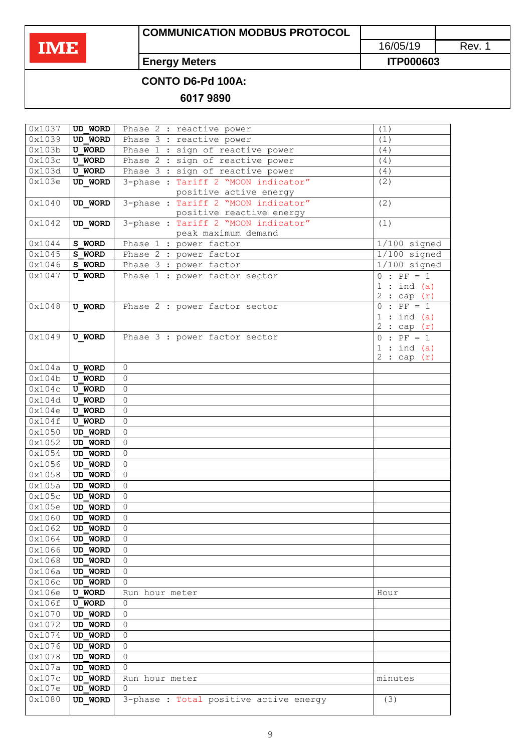| 0x1037 | UD_WORD | Phase 2 : reactive power | (1) |
|---|---|---|---|
| 0x1039 | UD_WORD | Phase 3 : reactive power | (1) |
| 0x103b | U_WORD | Phase 1 : sign of reactive power | (4) |
| 0x103c | U_WORD | Phase 2 : sign of reactive power | (4) |
| 0x103d | U_WORD | Phase 3 : sign of reactive power | (4) |
| 0x103e | UD_WORD | 3-phase : Tariff 2 "MOON indicator" positive active energy | (2) |
| 0x1040 | UD_WORD | 3-phase : Tariff 2 "MOON indicator" positive reactive energy | (2) |
| 0x1042 | UD_WORD | 3-phase : Tariff 2 "MOON indicator" peak maximum demand | (1) |
| 0x1044 | S_WORD | Phase 1 : power factor | 1/100 signed |
| 0x1045 | S_WORD | Phase 2 : power factor | 1/100 signed |
| 0x1046 | S_WORD | Phase 3 : power factor | 1/100 signed |
| 0x1047 | U_WORD | Phase 1 : power factor sector | 0 : PF = 1<br>1 : ind (a)<br>2 : cap (r) |
| 0x1048 | U_WORD | Phase 2 : power factor sector | 0 : PF = 1<br>1 : ind (a)<br>2 : cap (r) |
| 0x1049 | U_WORD | Phase 3 : power factor sector | 0 : PF = 1<br>1 : ind (a)<br>2 : cap (r) |
| 0x104a | U_WORD | 0 | |
| 0x104b | U_WORD | 0 | |
| 0x104c | U_WORD | 0 | |
| 0x104d | U_WORD | 0 | |
| 0x104e | U_WORD | 0 | |
| 0x104f | U_WORD | 0 | |
| 0x1050 | UD_WORD | 0 | |
| 0x1052 | UD_WORD | 0 | |
| 0x1054 | UD_WORD | 0 | |
| 0x1056 | UD_WORD | 0 | |
| 0x1058 | UD_WORD | 0 | |
| 0x105a | UD_WORD | 0 | |
| 0x105c | UD_WORD | 0 | |
| 0x105e | UD_WORD | 0 | |
| 0x1060 | UD_WORD | 0 | |
| 0x1062 | UD_WORD | 0 | |
| 0x1064 | UD_WORD | 0 | |
| 0x1066 | UD_WORD | 0 | |
| 0x1068 | UD_WORD | 0 | |
| 0x106a | UD_WORD | 0 | |
| 0x106c | UD_WORD | 0 | |
| 0x106e | U_WORD | Run hour meter | Hour |
| 0x106f | U_WORD | 0 | |
| 0x1070 | UD_WORD | 0 | |
| 0x1072 | UD_WORD | 0 | |
| 0x1074 | UD_WORD | 0 | |
| 0x1076 | UD_WORD | 0 | |
| 0x1078 | UD_WORD | 0 | |
| 0x107a | UD_WORD | 0 | |
| 0x107c | UD_WORD | Run hour meter | minutes |
| 0x107e | UD_WORD | 0 | |
| 0x1080 | UD_WORD | 3-phase : Total positive active energy | (3) |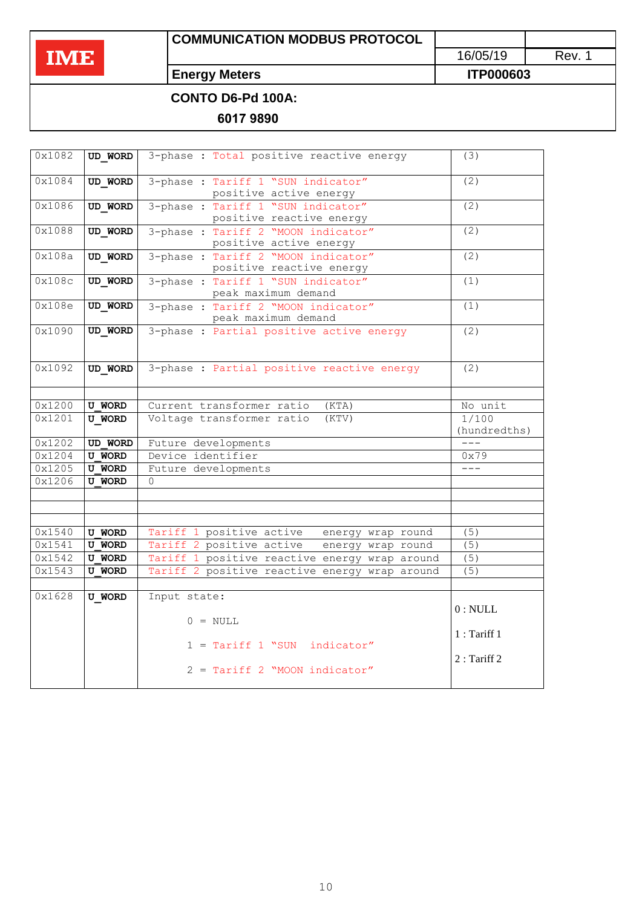**CONTO D6-Pd 100A:**

**6017 9890**

| | | | |
|---|---|---|---|
| 0x1082 | **UD_WORD** | 3-phase : Total positive reactive energy | (3) |
| 0x1084 | **UD_WORD** | 3-phase : Tariff 1 "SUN indicator" positive active energy | (2) |
| 0x1086 | **UD_WORD** | 3-phase : Tariff 1 "SUN indicator" positive reactive energy | (2) |
| 0x1088 | **UD_WORD** | 3-phase : Tariff 2 "MOON indicator" positive active energy | (2) |
| 0x108a | **UD_WORD** | 3-phase : Tariff 2 "MOON indicator" positive reactive energy | (2) |
| 0x108c | **UD_WORD** | 3-phase : Tariff 1 "SUN indicator" peak maximum demand | (1) |
| 0x108e | **UD_WORD** | 3-phase : Tariff 2 "MOON indicator" peak maximum demand | (1) |
| 0x1090 | **UD_WORD** | 3-phase : Partial positive active energy | (2) |
| 0x1092 | **UD_WORD** | 3-phase : Partial positive reactive energy | (2) |
| | | | |
| 0x1200 | **U_WORD** | Current transformer ratio (KTA) | No unit |
| 0x1201 | **U_WORD** | Voltage transformer ratio (KTV) | 1/100 (hundredths) |
| 0x1202 | **UD_WORD** | Future developments | --- |
| 0x1204 | **U_WORD** | Device identifier | 0x79 |
| 0x1205 | **U_WORD** | Future developments | --- |
| 0x1206 | **U_WORD** | 0 | |
| | | | |
| | | | |
| | | | |
| 0x1540 | **U_WORD** | Tariff 1 positive active energy wrap round | (5) |
| 0x1541 | **U_WORD** | Tariff 2 positive active energy wrap round | (5) |
| 0x1542 | **U_WORD** | Tariff 1 positive reactive energy wrap around | (5) |
| 0x1543 | **U_WORD** | Tariff 2 positive reactive energy wrap around | (5) |
| | | | |
| 0x1628 | **U_WORD** | Input state:<br>0 = NULL<br>1 = Tariff 1 "SUN indicator"<br>2 = Tariff 2 "MOON indicator" | 0 : NULL<br>1 : Tariff 1<br>2 : Tariff 2 |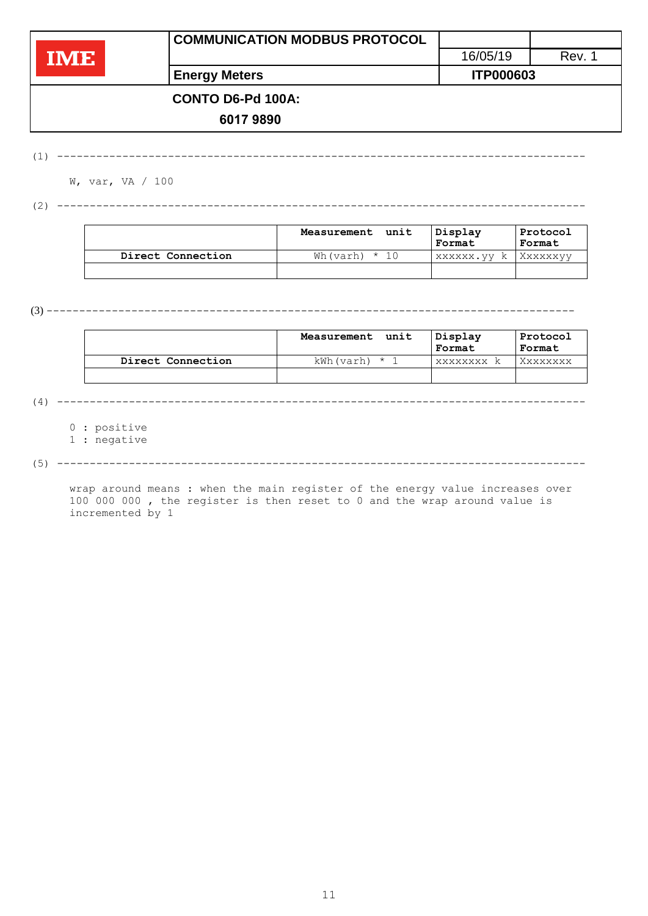(1) ---------------------------------------------------------------------------------

W, var, VA / 100

(2) ---------------------------------------------------------------------------------

| | Measurement unit | Display Format | Protocol Format |
|---|---|---|---|
| Direct Connection | Wh(varh) * 10 | xxxxxx.yy k | Xxxxxxyy |
| | | | |

(3) ---------------------------------------------------------------------------------

| | Measurement unit | Display Format | Protocol Format |
|---|---|---|---|
| Direct Connection | kWh(varh) * 1 | xxxxxxxx k | Xxxxxxxx |
| | | | |

(4) ---------------------------------------------------------------------------------

0 : positive
1 : negative

(5) ---------------------------------------------------------------------------------

wrap around means : when the main register of the energy value increases over 100 000 000 , the register is then reset to 0 and the wrap around value is incremented by 1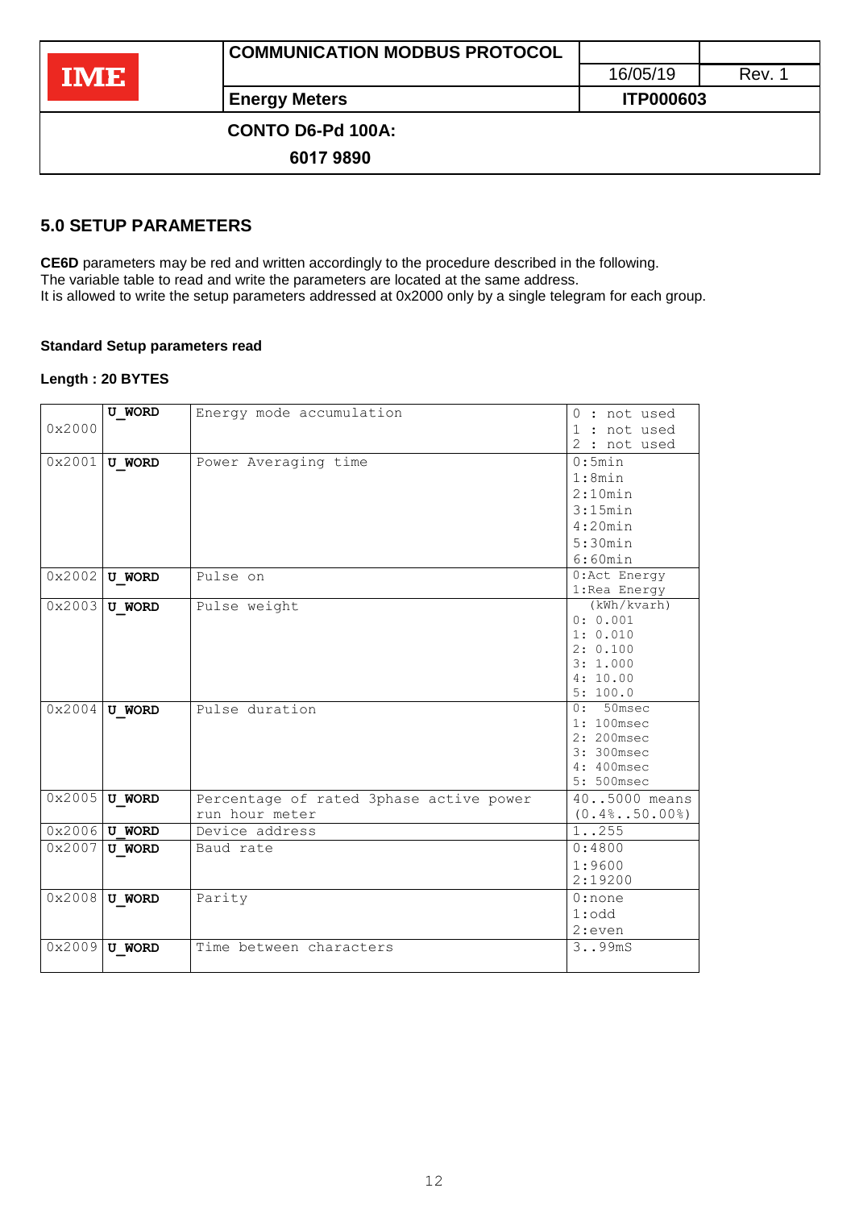# 5.0 SETUP PARAMETERS

**CE6D** parameters may be red and written accordingly to the procedure described in the following.
The variable table to read and write the parameters are located at the same address.
It is allowed to write the setup parameters addressed at 0x2000 only by a single telegram for each group.

**Standard Setup parameters read**

**Length : 20 BYTES**

| | | | |
|---|---|---|---|
| 0x2000 | **U_WORD** | Energy mode accumulation | 0 : not used<br>1 : not used<br>2 : not used |
| 0x2001 | **U_WORD** | Power Averaging time | 0:5min<br>1:8min<br>2:10min<br>3:15min<br>4:20min<br>5:30min<br>6:60min |
| 0x2002 | **U_WORD** | Pulse on | 0:Act Energy<br>1:Rea Energy |
| 0x2003 | **U_WORD** | Pulse weight | (kWh/kvarh)<br>0: 0.001<br>1: 0.010<br>2: 0.100<br>3: 1.000<br>4: 10.00<br>5: 100.0 |
| 0x2004 | **U_WORD** | Pulse duration | 0: 50msec<br>1: 100msec<br>2: 200msec<br>3: 300msec<br>4: 400msec<br>5: 500msec |
| 0x2005 | **U_WORD** | Percentage of rated 3phase active power run hour meter | 40..5000 means (0.4%..50.00%) |
| 0x2006 | **U_WORD** | Device address | 1..255 |
| 0x2007 | **U_WORD** | Baud rate | 0:4800<br>1:9600<br>2:19200 |
| 0x2008 | **U_WORD** | Parity | 0:none<br>1:odd<br>2:even |
| 0x2009 | **U_WORD** | Time between characters | 3..99mS |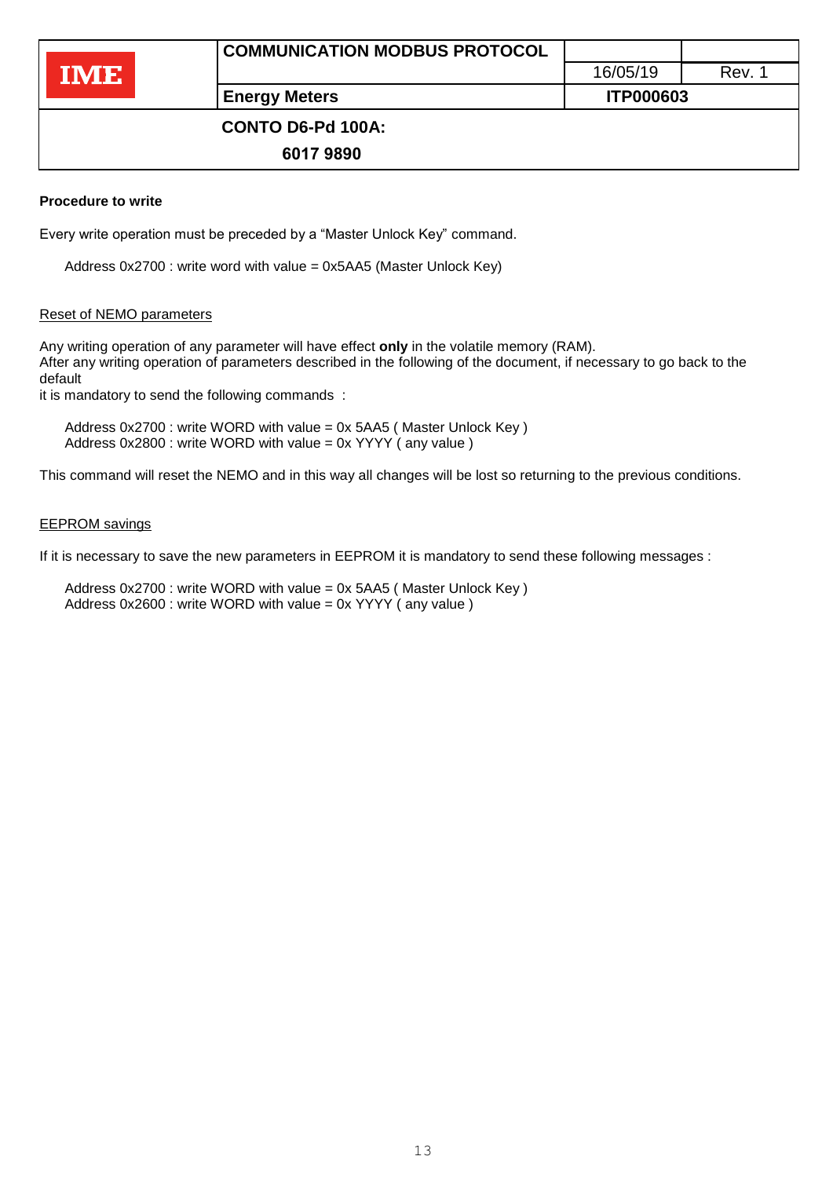**Procedure to write**

Every write operation must be preceded by a "Master Unlock Key" command.

Address 0x2700 : write word with value = 0x5AA5 (Master Unlock Key)

Reset of NEMO parameters

Any writing operation of any parameter will have effect **only** in the volatile memory (RAM).
After any writing operation of parameters described in the following of the document, if necessary to go back to the default
it is mandatory to send the following commands :

Address 0x2700 : write WORD with value = 0x 5AA5 ( Master Unlock Key )
Address 0x2800 : write WORD with value = 0x YYYY ( any value )

This command will reset the NEMO and in this way all changes will be lost so returning to the previous conditions.

EEPROM savings

If it is necessary to save the new parameters in EEPROM it is mandatory to send these following messages :

Address 0x2700 : write WORD with value = 0x 5AA5 ( Master Unlock Key )
Address 0x2600 : write WORD with value = 0x YYYY ( any value )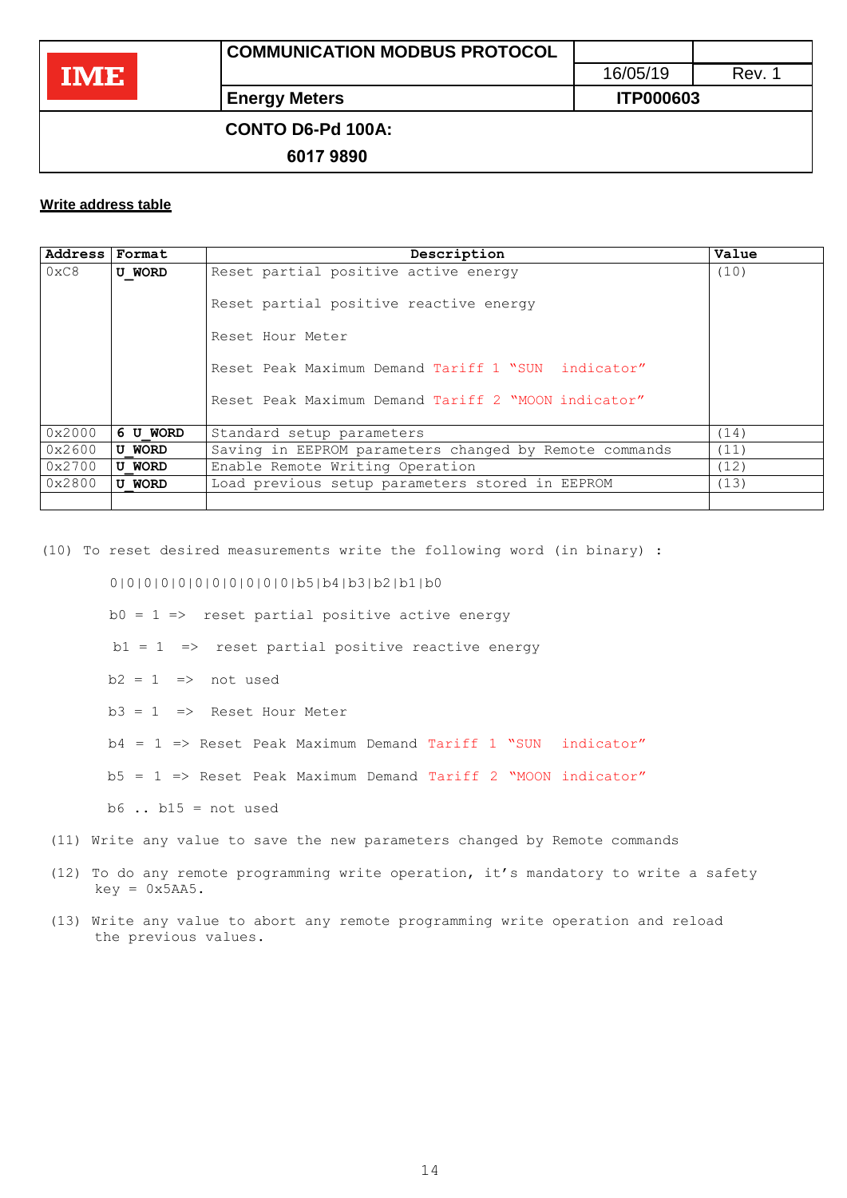## Write address table

| Address | Format | Description | Value |
|---|---|---|---|
| 0xC8 | **U_WORD** | Reset partial positive active energy<br><br>Reset partial positive reactive energy<br><br>Reset Hour Meter<br><br>Reset Peak Maximum Demand Tariff 1 "SUN indicator"<br><br>Reset Peak Maximum Demand Tariff 2 "MOON indicator" | (10) |
| 0x2000 | **6 U_WORD** | Standard setup parameters | (14) |
| 0x2600 | **U_WORD** | Saving in EEPROM parameters changed by Remote commands | (11) |
| 0x2700 | **U_WORD** | Enable Remote Writing Operation | (12) |
| 0x2800 | **U_WORD** | Load previous setup parameters stored in EEPROM | (13) |
| | | | |

(10) To reset desired measurements write the following word (in binary) :

0|0|0|0|0|0|0|0|0|0|b5|b4|b3|b2|b1|b0

b0 = 1 => reset partial positive active energy

b1 = 1 => reset partial positive reactive energy

b2 = 1 => not used

b3 = 1 => Reset Hour Meter

b4 = 1 => Reset Peak Maximum Demand Tariff 1 "SUN indicator"

b5 = 1 => Reset Peak Maximum Demand Tariff 2 "MOON indicator"

b6 .. b15 = not used

(11) Write any value to save the new parameters changed by Remote commands

(12) To do any remote programming write operation, it's mandatory to write a safety key = 0x5AA5.

(13) Write any value to abort any remote programming write operation and reload the previous values.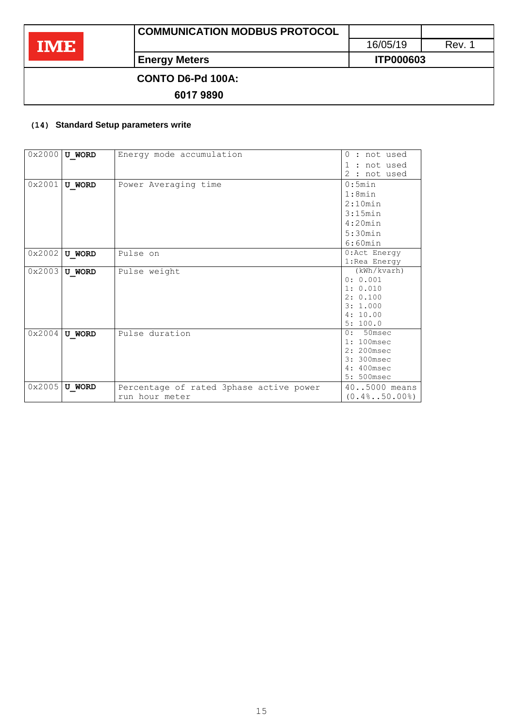## (14) Standard Setup parameters write

| | | | |
|---|---|---|---|
| 0x2000 | **U_WORD** | Energy mode accumulation | 0 : not used<br>1 : not used<br>2 : not used |
| 0x2001 | **U_WORD** | Power Averaging time | 0:5min<br>1:8min<br>2:10min<br>3:15min<br>4:20min<br>5:30min<br>6:60min |
| 0x2002 | **U_WORD** | Pulse on | 0:Act Energy<br>1:Rea Energy |
| 0x2003 | **U_WORD** | Pulse weight | (kWh/kvarh)<br>0: 0.001<br>1: 0.010<br>2: 0.100<br>3: 1.000<br>4: 10.00<br>5: 100.0 |
| 0x2004 | **U_WORD** | Pulse duration | 0: 50msec<br>1: 100msec<br>2: 200msec<br>3: 300msec<br>4: 400msec<br>5: 500msec |
| 0x2005 | **U_WORD** | Percentage of rated 3phase active power run hour meter | 40..5000 means (0.4%..50.00%) |